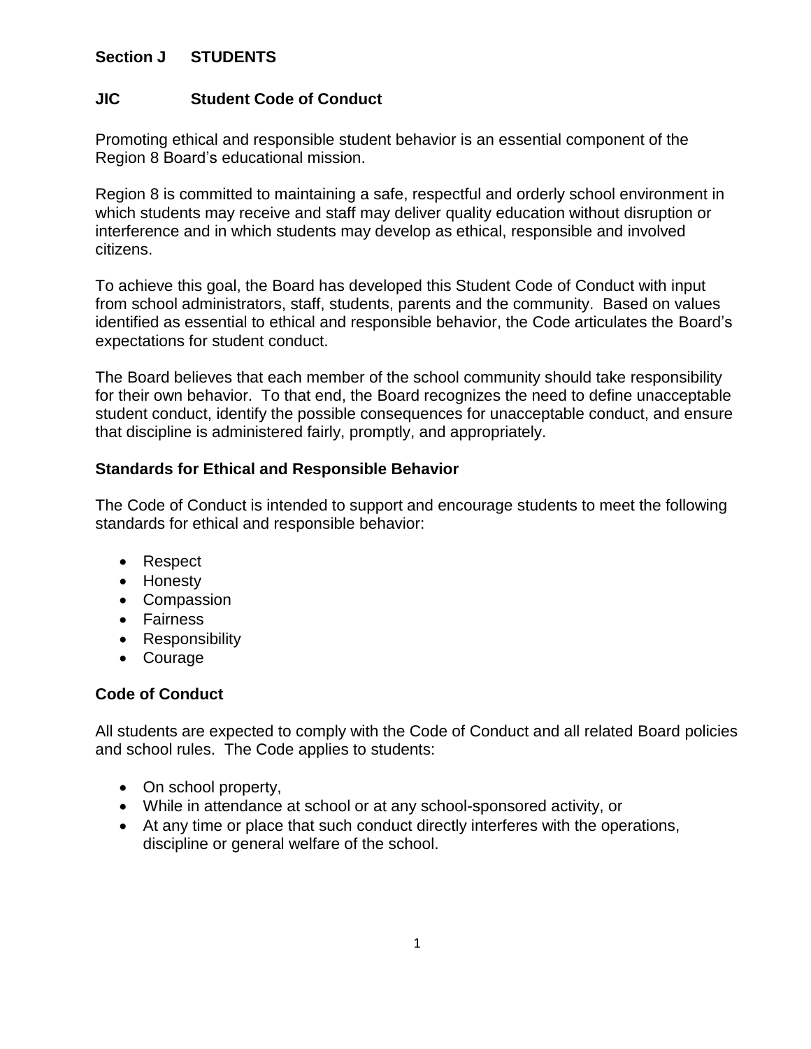## Section J STUDENTS

### JIC Student Code of Conduct

Promoting ethical and responsible student behavior is an essential component of the Region 8 Board's educational mission.

Region 8 is committed to maintaining a safe, respectful and orderly school environment in which students may receive and staff may deliver quality education without disruption or interference and in which students may develop as ethical, responsible and involved citizens.

To achieve this goal, the Board has developed this Student Code of Conduct with input from school administrators, staff, students, parents and the community. Based on values identified as essential to ethical and responsible behavior, the Code articulates the Board's expectations for student conduct.

The Board believes that each member of the school community should take responsibility for their own behavior. To that end, the Board recognizes the need to define unacceptable student conduct, identify the possible consequences for unacceptable conduct, and ensure that discipline is administered fairly, promptly, and appropriately.

### Standards for Ethical and Responsible Behavior

The Code of Conduct is intended to support and encourage students to meet the following standards for ethical and responsible behavior:

- Respect
- Honesty
- Compassion
- Fairness
- Responsibility
- Courage

### Code of Conduct

All students are expected to comply with the Code of Conduct and all related Board policies and school rules. The Code applies to students:

- On school property,
- While in attendance at school or at any school-sponsored activity, or
- At any time or place that such conduct directly interferes with the operations, discipline or general welfare of the school.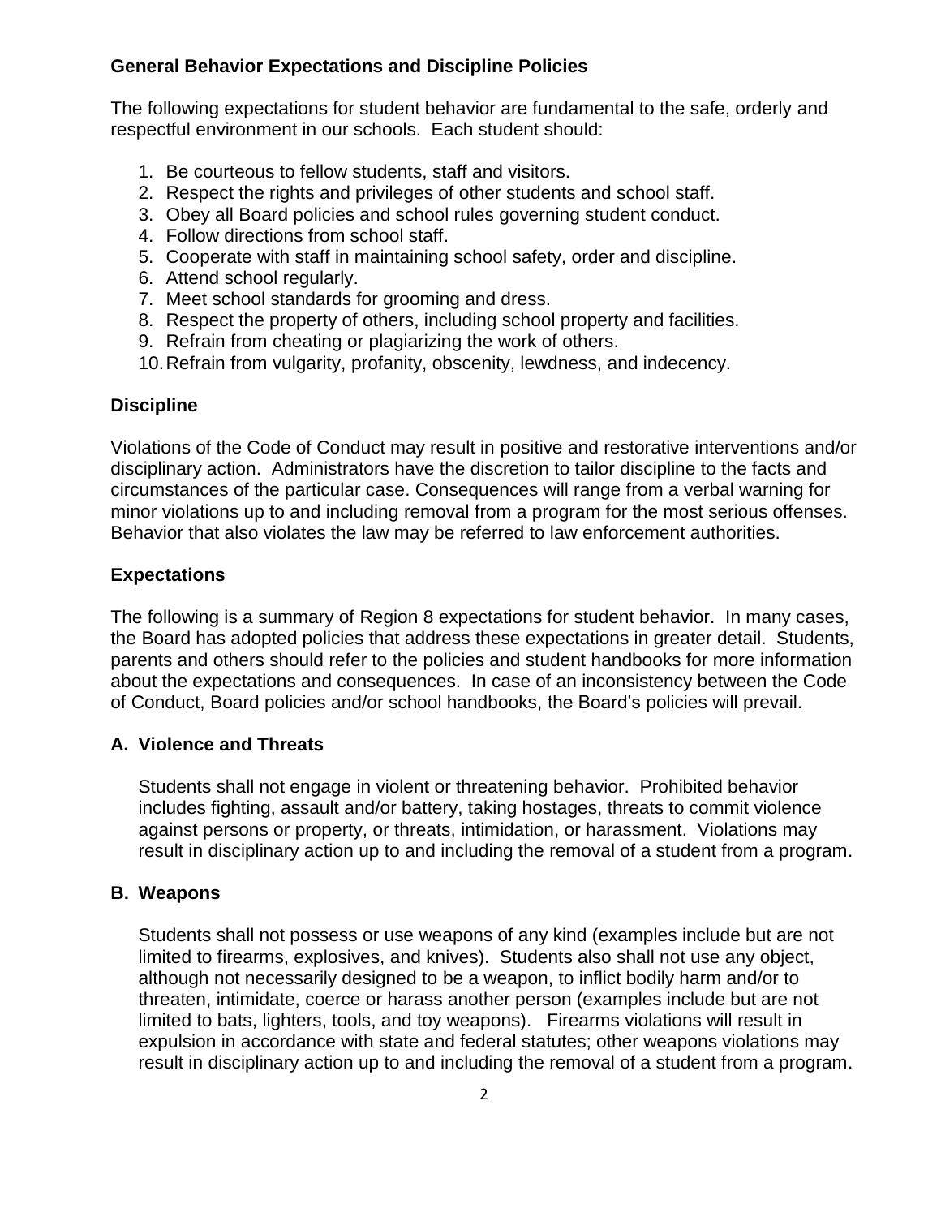**General Behavior Expectations and Discipline Policies**

The following expectations for student behavior are fundamental to the safe, orderly and respectful environment in our schools. Each student should:

1. Be courteous to fellow students, staff and visitors.
2. Respect the rights and privileges of other students and school staff.
3. Obey all Board policies and school rules governing student conduct.
4. Follow directions from school staff.
5. Cooperate with staff in maintaining school safety, order and discipline.
6. Attend school regularly.
7. Meet school standards for grooming and dress.
8. Respect the property of others, including school property and facilities.
9. Refrain from cheating or plagiarizing the work of others.
10. Refrain from vulgarity, profanity, obscenity, lewdness, and indecency.

## Discipline

Violations of the Code of Conduct may result in positive and restorative interventions and/or disciplinary action. Administrators have the discretion to tailor discipline to the facts and circumstances of the particular case. Consequences will range from a verbal warning for minor violations up to and including removal from a program for the most serious offenses. Behavior that also violates the law may be referred to law enforcement authorities.

## Expectations

The following is a summary of Region 8 expectations for student behavior. In many cases, the Board has adopted policies that address these expectations in greater detail. Students, parents and others should refer to the policies and student handbooks for more information about the expectations and consequences. In case of an inconsistency between the Code of Conduct, Board policies and/or school handbooks, the Board's policies will prevail.

### A. Violence and Threats

Students shall not engage in violent or threatening behavior. Prohibited behavior includes fighting, assault and/or battery, taking hostages, threats to commit violence against persons or property, or threats, intimidation, or harassment. Violations may result in disciplinary action up to and including the removal of a student from a program.

### B. Weapons

Students shall not possess or use weapons of any kind (examples include but are not limited to firearms, explosives, and knives). Students also shall not use any object, although not necessarily designed to be a weapon, to inflict bodily harm and/or to threaten, intimidate, coerce or harass another person (examples include but are not limited to bats, lighters, tools, and toy weapons). Firearms violations will result in expulsion in accordance with state and federal statutes; other weapons violations may result in disciplinary action up to and including the removal of a student from a program.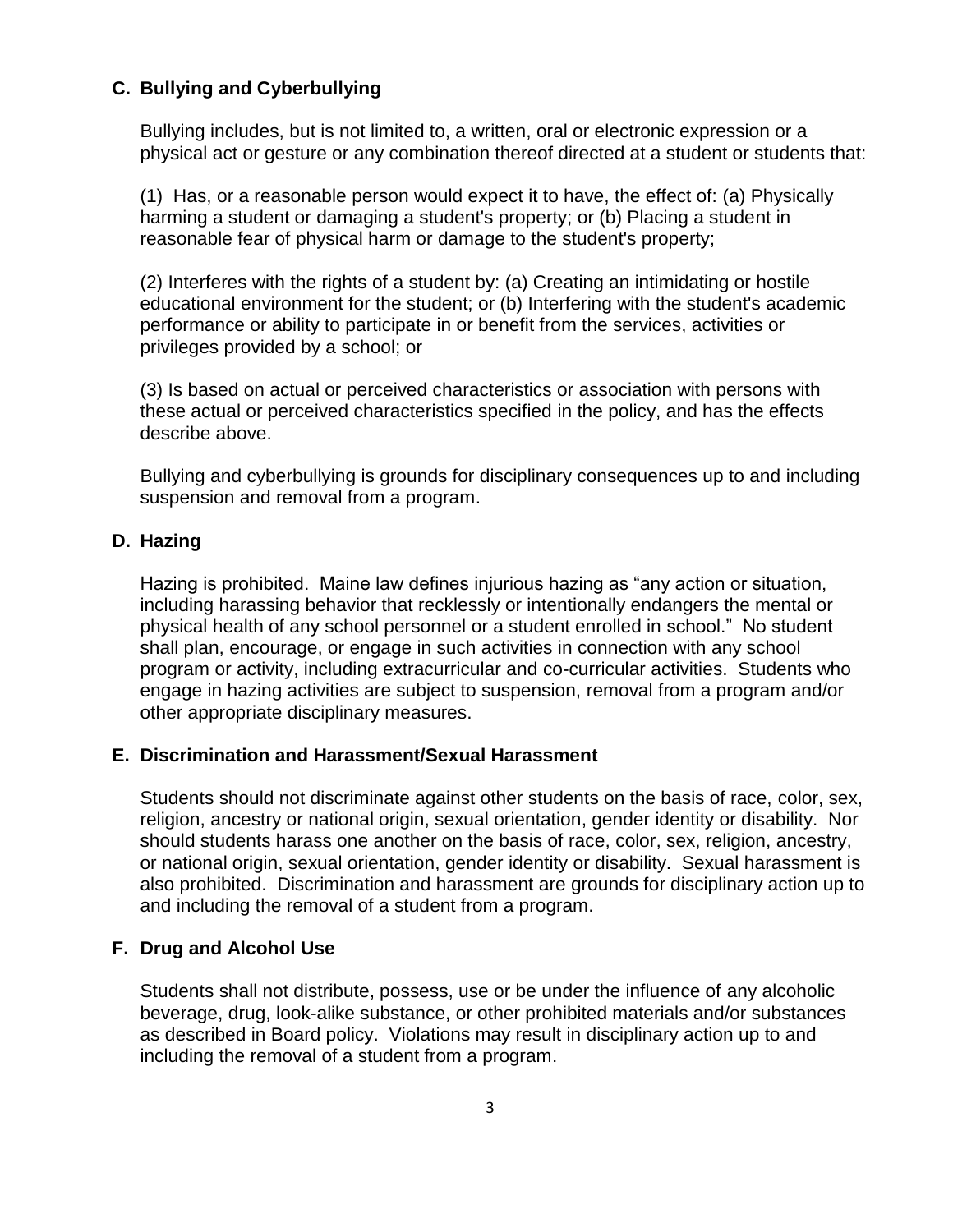### C. Bullying and Cyberbullying

Bullying includes, but is not limited to, a written, oral or electronic expression or a physical act or gesture or any combination thereof directed at a student or students that:

(1) Has, or a reasonable person would expect it to have, the effect of: (a) Physically harming a student or damaging a student's property; or (b) Placing a student in reasonable fear of physical harm or damage to the student's property;

(2) Interferes with the rights of a student by: (a) Creating an intimidating or hostile educational environment for the student; or (b) Interfering with the student's academic performance or ability to participate in or benefit from the services, activities or privileges provided by a school; or

(3) Is based on actual or perceived characteristics or association with persons with these actual or perceived characteristics specified in the policy, and has the effects describe above.

Bullying and cyberbullying is grounds for disciplinary consequences up to and including suspension and removal from a program.

### D. Hazing

Hazing is prohibited. Maine law defines injurious hazing as "any action or situation, including harassing behavior that recklessly or intentionally endangers the mental or physical health of any school personnel or a student enrolled in school." No student shall plan, encourage, or engage in such activities in connection with any school program or activity, including extracurricular and co-curricular activities. Students who engage in hazing activities are subject to suspension, removal from a program and/or other appropriate disciplinary measures.

### E. Discrimination and Harassment/Sexual Harassment

Students should not discriminate against other students on the basis of race, color, sex, religion, ancestry or national origin, sexual orientation, gender identity or disability. Nor should students harass one another on the basis of race, color, sex, religion, ancestry, or national origin, sexual orientation, gender identity or disability. Sexual harassment is also prohibited. Discrimination and harassment are grounds for disciplinary action up to and including the removal of a student from a program.

### F. Drug and Alcohol Use

Students shall not distribute, possess, use or be under the influence of any alcoholic beverage, drug, look-alike substance, or other prohibited materials and/or substances as described in Board policy. Violations may result in disciplinary action up to and including the removal of a student from a program.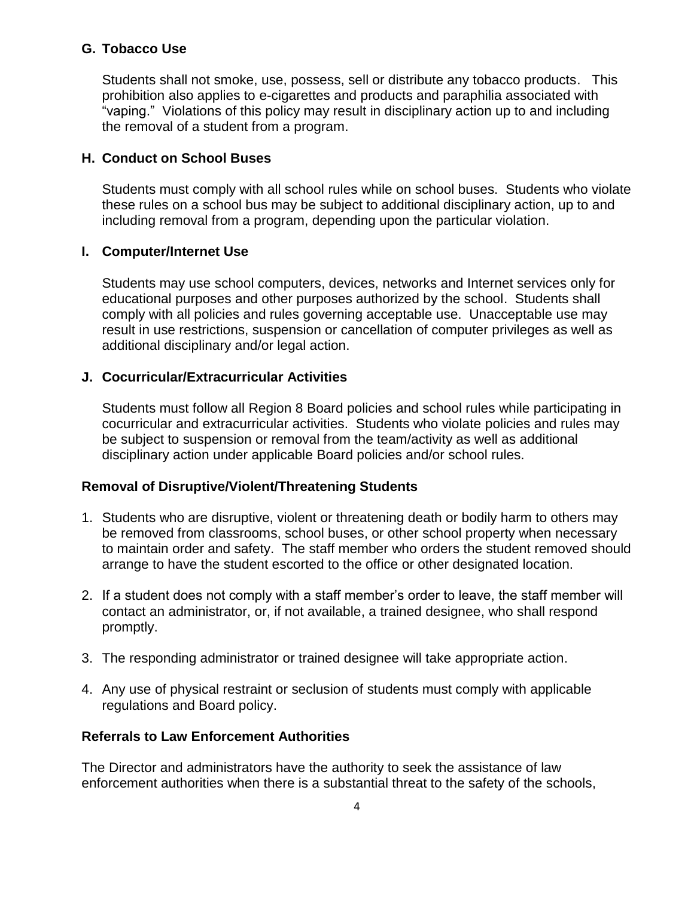**G. Tobacco Use**

Students shall not smoke, use, possess, sell or distribute any tobacco products. This prohibition also applies to e-cigarettes and products and paraphilia associated with "vaping." Violations of this policy may result in disciplinary action up to and including the removal of a student from a program.

**H. Conduct on School Buses**

Students must comply with all school rules while on school buses. Students who violate these rules on a school bus may be subject to additional disciplinary action, up to and including removal from a program, depending upon the particular violation.

**I. Computer/Internet Use**

Students may use school computers, devices, networks and Internet services only for educational purposes and other purposes authorized by the school. Students shall comply with all policies and rules governing acceptable use. Unacceptable use may result in use restrictions, suspension or cancellation of computer privileges as well as additional disciplinary and/or legal action.

**J. Cocurricular/Extracurricular Activities**

Students must follow all Region 8 Board policies and school rules while participating in cocurricular and extracurricular activities. Students who violate policies and rules may be subject to suspension or removal from the team/activity as well as additional disciplinary action under applicable Board policies and/or school rules.

**Removal of Disruptive/Violent/Threatening Students**

1. Students who are disruptive, violent or threatening death or bodily harm to others may be removed from classrooms, school buses, or other school property when necessary to maintain order and safety. The staff member who orders the student removed should arrange to have the student escorted to the office or other designated location.

2. If a student does not comply with a staff member's order to leave, the staff member will contact an administrator, or, if not available, a trained designee, who shall respond promptly.

3. The responding administrator or trained designee will take appropriate action.

4. Any use of physical restraint or seclusion of students must comply with applicable regulations and Board policy.

**Referrals to Law Enforcement Authorities**

The Director and administrators have the authority to seek the assistance of law enforcement authorities when there is a substantial threat to the safety of the schools,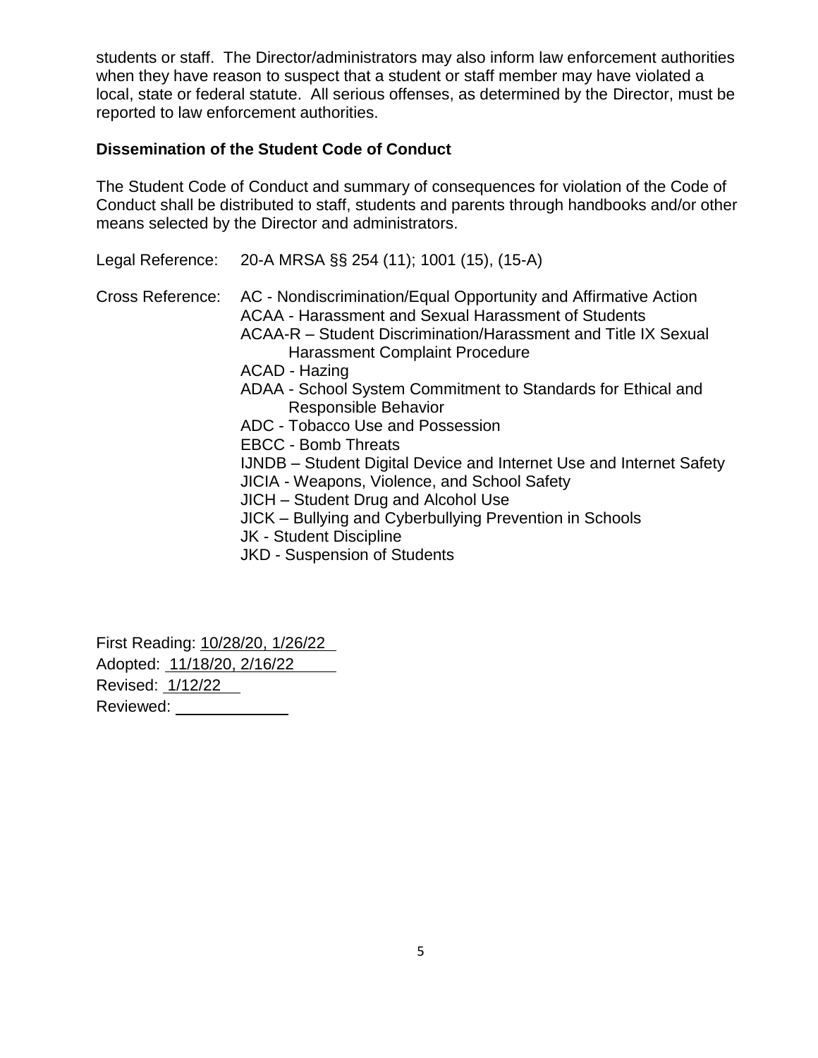students or staff. The Director/administrators may also inform law enforcement authorities when they have reason to suspect that a student or staff member may have violated a local, state or federal statute. All serious offenses, as determined by the Director, must be reported to law enforcement authorities.

**Dissemination of the Student Code of Conduct**

The Student Code of Conduct and summary of consequences for violation of the Code of Conduct shall be distributed to staff, students and parents through handbooks and/or other means selected by the Director and administrators.

Legal Reference: 20-A MRSA §§ 254 (11); 1001 (15), (15-A)

Cross Reference: AC - Nondiscrimination/Equal Opportunity and Affirmative Action
ACAA - Harassment and Sexual Harassment of Students
ACAA-R – Student Discrimination/Harassment and Title IX Sexual Harassment Complaint Procedure
ACAD - Hazing
ADAA - School System Commitment to Standards for Ethical and Responsible Behavior
ADC - Tobacco Use and Possession
EBCC - Bomb Threats
IJNDB – Student Digital Device and Internet Use and Internet Safety
JICIA - Weapons, Violence, and School Safety
JICH – Student Drug and Alcohol Use
JICK – Bullying and Cyberbullying Prevention in Schools
JK - Student Discipline
JKD - Suspension of Students

First Reading: 10/28/20, 1/26/22
Adopted: 11/18/20, 2/16/22
Revised: 1/12/22
Reviewed: ____________